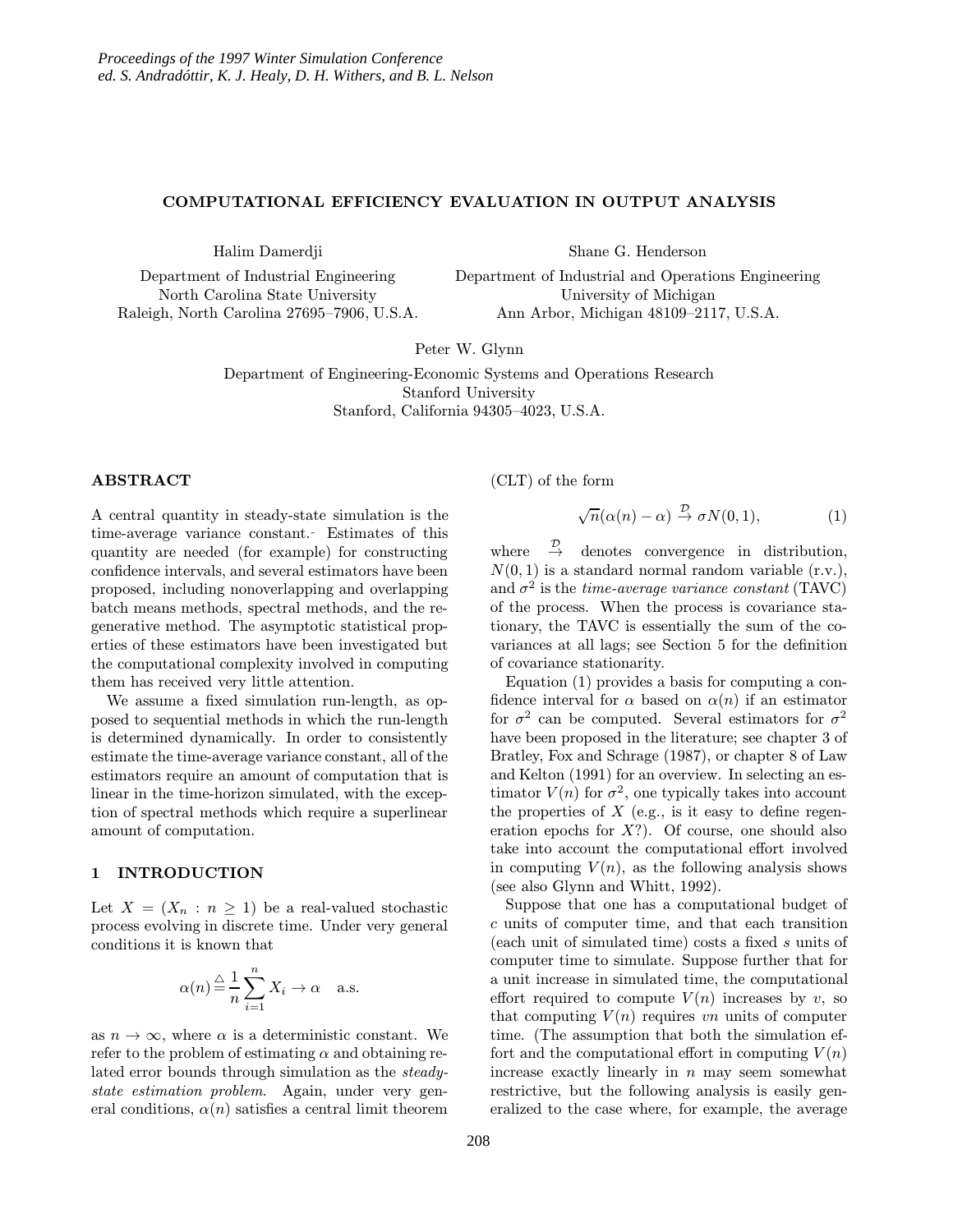# COMPUTATIONAL EFFICIENCY EVALUATION IN OUTPUT ANALYSIS

Halim Damerdji

Department of Industrial Engineering
North Carolina State University
Raleigh, North Carolina 27695–7906, U.S.A.

Shane G. Henderson

Department of Industrial and Operations Engineering
University of Michigan
Ann Arbor, Michigan 48109–2117, U.S.A.

Peter W. Glynn

Department of Engineering-Economic Systems and Operations Research
Stanford University
Stanford, California 94305–4023, U.S.A.

## ABSTRACT

A central quantity in steady-state simulation is the time-average variance constant. Estimates of this quantity are needed (for example) for constructing confidence intervals, and several estimators have been proposed, including nonoverlapping and overlapping batch means methods, spectral methods, and the regenerative method. The asymptotic statistical properties of these estimators have been investigated but the computational complexity involved in computing them has received very little attention.

We assume a fixed simulation run-length, as opposed to sequential methods in which the run-length is determined dynamically. In order to consistently estimate the time-average variance constant, all of the estimators require an amount of computation that is linear in the time-horizon simulated, with the exception of spectral methods which require a superlinear amount of computation.

## 1 INTRODUCTION

Let $X = (X_n : n \geq 1)$ be a real-valued stochastic process evolving in discrete time. Under very general conditions it is known that

$$\alpha(n) \stackrel{\triangle}{=} \frac{1}{n} \sum_{i=1}^{n} X_i \to \alpha \quad \text{a.s.}$$

as $n \to \infty$, where $\alpha$ is a deterministic constant. We refer to the problem of estimating $\alpha$ and obtaining related error bounds through simulation as the *steady-state estimation problem*. Again, under very general conditions, $\alpha(n)$ satisfies a central limit theorem (CLT) of the form

$$\sqrt{n}(\alpha(n) - \alpha) \stackrel{\mathcal{D}}{\to} \sigma N(0,1), \tag{1}$$

where $\stackrel{\mathcal{D}}{\to}$ denotes convergence in distribution, $N(0,1)$ is a standard normal random variable (r.v.), and $\sigma^2$ is the *time-average variance constant* (TAVC) of the process. When the process is covariance stationary, the TAVC is essentially the sum of the covariances at all lags; see Section 5 for the definition of covariance stationarity.

Equation (1) provides a basis for computing a confidence interval for $\alpha$ based on $\alpha(n)$ if an estimator for $\sigma^2$ can be computed. Several estimators for $\sigma^2$ have been proposed in the literature; see chapter 3 of Bratley, Fox and Schrage (1987), or chapter 8 of Law and Kelton (1991) for an overview. In selecting an estimator $V(n)$ for $\sigma^2$, one typically takes into account the properties of $X$ (e.g., is it easy to define regeneration epochs for $X$?). Of course, one should also take into account the computational effort involved in computing $V(n)$, as the following analysis shows (see also Glynn and Whitt, 1992).

Suppose that one has a computational budget of $c$ units of computer time, and that each transition (each unit of simulated time) costs a fixed $s$ units of computer time to simulate. Suppose further that for a unit increase in simulated time, the computational effort required to compute $V(n)$ increases by $v$, so that computing $V(n)$ requires $vn$ units of computer time. (The assumption that both the simulation effort and the computational effort in computing $V(n)$ increase exactly linearly in $n$ may seem somewhat restrictive, but the following analysis is easily generalized to the case where, for example, the average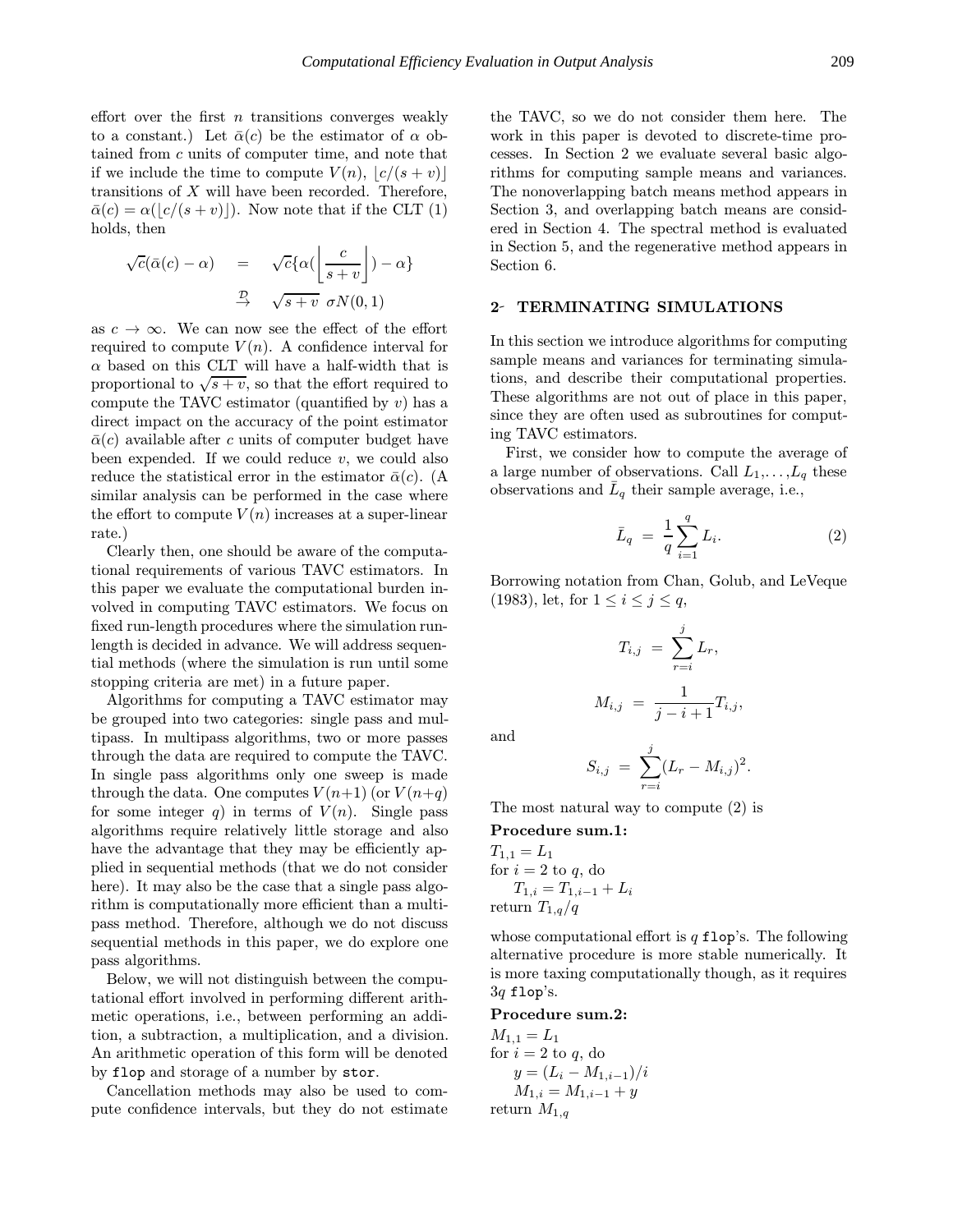effort over the first $n$ transitions converges weakly to a constant.) Let $\bar{\alpha}(c)$ be the estimator of $\alpha$ obtained from $c$ units of computer time, and note that if we include the time to compute $V(n)$, $\lfloor c/(s+v) \rfloor$ transitions of $X$ will have been recorded. Therefore, $\bar{\alpha}(c) = \alpha(\lfloor c/(s+v) \rfloor)$. Now note that if the CLT (1) holds, then

$$
\begin{aligned}
\sqrt{c}(\bar{\alpha}(c) - \alpha) &= \sqrt{c}\{\alpha(\left\lfloor \frac{c}{s+v} \right\rfloor) - \alpha\} \\
&\overset{\mathcal{D}}{\to} \sqrt{s+v}\ \sigma N(0,1)
\end{aligned}
$$

as $c \to \infty$. We can now see the effect of the effort required to compute $V(n)$. A confidence interval for $\alpha$ based on this CLT will have a half-width that is proportional to $\sqrt{s+v}$, so that the effort required to compute the TAVC estimator (quantified by $v$) has a direct impact on the accuracy of the point estimator $\bar{\alpha}(c)$ available after $c$ units of computer budget have been expended. If we could reduce $v$, we could also reduce the statistical error in the estimator $\bar{\alpha}(c)$. (A similar analysis can be performed in the case where the effort to compute $V(n)$ increases at a super-linear rate.)

Clearly then, one should be aware of the computational requirements of various TAVC estimators. In this paper we evaluate the computational burden involved in computing TAVC estimators. We focus on fixed run-length procedures where the simulation run-length is decided in advance. We will address sequential methods (where the simulation is run until some stopping criteria are met) in a future paper.

Algorithms for computing a TAVC estimator may be grouped into two categories: single pass and multipass. In multipass algorithms, two or more passes through the data are required to compute the TAVC. In single pass algorithms only one sweep is made through the data. One computes $V(n+1)$ (or $V(n+q)$ for some integer $q$) in terms of $V(n)$. Single pass algorithms require relatively little storage and also have the advantage that they may be efficiently applied in sequential methods (that we do not consider here). It may also be the case that a single pass algorithm is computationally more efficient than a multipass method. Therefore, although we do not discuss sequential methods in this paper, we do explore one pass algorithms.

Below, we will not distinguish between the computational effort involved in performing different arithmetic operations, i.e., between performing an addition, a subtraction, a multiplication, and a division. An arithmetic operation of this form will be denoted by `flop` and storage of a number by `stor`.

Cancellation methods may also be used to compute confidence intervals, but they do not estimate the TAVC, so we do not consider them here. The work in this paper is devoted to discrete-time processes. In Section 2 we evaluate several basic algorithms for computing sample means and variances. The nonoverlapping batch means method appears in Section 3, and overlapping batch means are considered in Section 4. The spectral method is evaluated in Section 5, and the regenerative method appears in Section 6.

## 2 TERMINATING SIMULATIONS

In this section we introduce algorithms for computing sample means and variances for terminating simulations, and describe their computational properties. These algorithms are not out of place in this paper, since they are often used as subroutines for computing TAVC estimators.

First, we consider how to compute the average of a large number of observations. Call $L_1, \ldots, L_q$ these observations and $\bar{L}_q$ their sample average, i.e.,

$$
\bar{L}_q = \frac{1}{q}\sum_{i=1}^{q} L_i. \tag{2}
$$

Borrowing notation from Chan, Golub, and LeVeque (1983), let, for $1 \le i \le j \le q$,

$$
T_{i,j} = \sum_{r=i}^{j} L_r,
$$

$$
M_{i,j} = \frac{1}{j-i+1} T_{i,j},
$$

and

$$
S_{i,j} = \sum_{r=i}^{j} (L_r - M_{i,j})^2.
$$

The most natural way to compute (2) is

**Procedure sum.1:**

$T_{1,1} = L_1$
for $i = 2$ to $q$, do
  $T_{1,i} = T_{1,i-1} + L_i$
return $T_{1,q}/q$

whose computational effort is $q$ `flop`'s. The following alternative procedure is more stable numerically. It is more taxing computationally though, as it requires $3q$ `flop`'s.

**Procedure sum.2:**

$M_{1,1} = L_1$
for $i = 2$ to $q$, do
  $y = (L_i - M_{1,i-1})/i$
  $M_{1,i} = M_{1,i-1} + y$
return $M_{1,q}$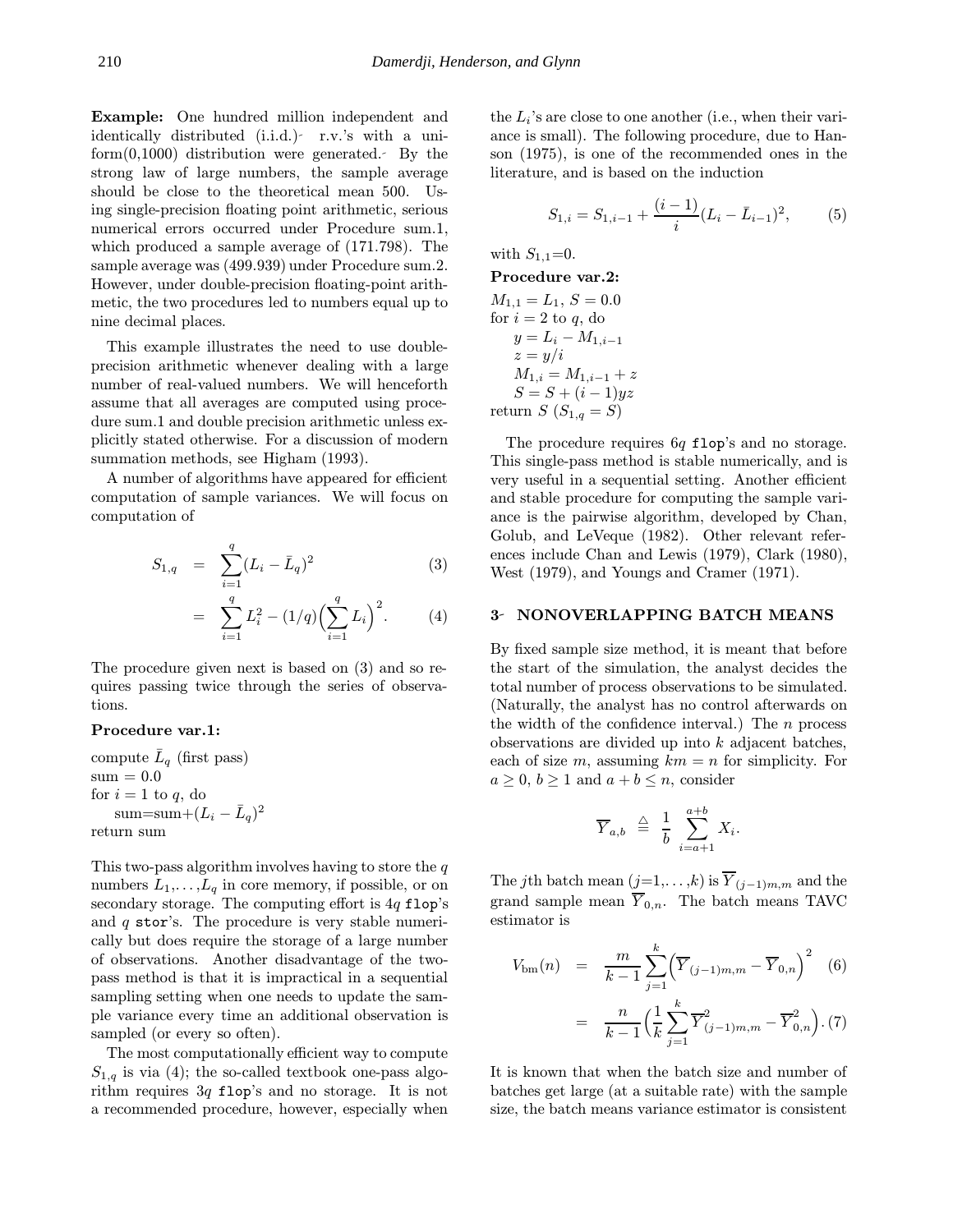**Example:** One hundred million independent and identically distributed (i.i.d.) r.v.'s with a uniform(0,1000) distribution were generated. By the strong law of large numbers, the sample average should be close to the theoretical mean 500. Using single-precision floating point arithmetic, serious numerical errors occurred under Procedure sum.1, which produced a sample average of (171.798). The sample average was (499.939) under Procedure sum.2. However, under double-precision floating-point arithmetic, the two procedures led to numbers equal up to nine decimal places.

This example illustrates the need to use double-precision arithmetic whenever dealing with a large number of real-valued numbers. We will henceforth assume that all averages are computed using procedure sum.1 and double precision arithmetic unless explicitly stated otherwise. For a discussion of modern summation methods, see Higham (1993).

A number of algorithms have appeared for efficient computation of sample variances. We will focus on computation of

$$S_{1,q} = \sum_{i=1}^{q}(L_i - \bar{L}_q)^2 \tag{3}$$

$$= \sum_{i=1}^{q} L_i^2 - (1/q)\Big(\sum_{i=1}^{q} L_i\Big)^2. \tag{4}$$

The procedure given next is based on (3) and so requires passing twice through the series of observations.

**Procedure var.1:**

compute $\bar{L}_q$ (first pass)
sum = 0.0
for $i = 1$ to $q$, do
  sum=sum+$(L_i - \bar{L}_q)^2$
return sum

This two-pass algorithm involves having to store the $q$ numbers $L_1,\ldots,L_q$ in core memory, if possible, or on secondary storage. The computing effort is $4q$ `flop`'s and $q$ `stor`'s. The procedure is very stable numerically but does require the storage of a large number of observations. Another disadvantage of the two-pass method is that it is impractical in a sequential sampling setting when one needs to update the sample variance every time an additional observation is sampled (or every so often).

The most computationally efficient way to compute $S_{1,q}$ is via (4); the so-called textbook one-pass algorithm requires $3q$ `flop`'s and no storage. It is not a recommended procedure, however, especially when the $L_i$'s are close to one another (i.e., when their variance is small). The following procedure, due to Hanson (1975), is one of the recommended ones in the literature, and is based on the induction

$$S_{1,i} = S_{1,i-1} + \frac{(i-1)}{i}(L_i - \bar{L}_{i-1})^2, \tag{5}$$

with $S_{1,1}$=0.

**Procedure var.2:**

$M_{1,1} = L_1$, $S = 0.0$
for $i = 2$ to $q$, do
  $y = L_i - M_{1,i-1}$
  $z = y/i$
  $M_{1,i} = M_{1,i-1} + z$
  $S = S + (i-1)yz$
return $S$ ($S_{1,q} = S$)

The procedure requires $6q$ `flop`'s and no storage. This single-pass method is stable numerically, and is very useful in a sequential setting. Another efficient and stable procedure for computing the sample variance is the pairwise algorithm, developed by Chan, Golub, and LeVeque (1982). Other relevant references include Chan and Lewis (1979), Clark (1980), West (1979), and Youngs and Cramer (1971).

## 3 NONOVERLAPPING BATCH MEANS

By fixed sample size method, it is meant that before the start of the simulation, the analyst decides the total number of process observations to be simulated. (Naturally, the analyst has no control afterwards on the width of the confidence interval.) The $n$ process observations are divided up into $k$ adjacent batches, each of size $m$, assuming $km = n$ for simplicity. For $a \geq 0$, $b \geq 1$ and $a + b \leq n$, consider

$$\overline{Y}_{a,b} \;\triangleq\; \frac{1}{b}\sum_{i=a+1}^{a+b} X_i.$$

The $j$th batch mean ($j$=1,...,$k$) is $\overline{Y}_{(j-1)m,m}$ and the grand sample mean $\overline{Y}_{0,n}$. The batch means TAVC estimator is

$$V_{\rm bm}(n) = \frac{m}{k-1}\sum_{j=1}^{k}\Big(\overline{Y}_{(j-1)m,m} - \overline{Y}_{0,n}\Big)^2 \tag{6}$$

$$= \frac{n}{k-1}\Big(\frac{1}{k}\sum_{j=1}^{k}\overline{Y}^2_{(j-1)m,m} - \overline{Y}^2_{0,n}\Big). \tag{7}$$

It is known that when the batch size and number of batches get large (at a suitable rate) with the sample size, the batch means variance estimator is consistent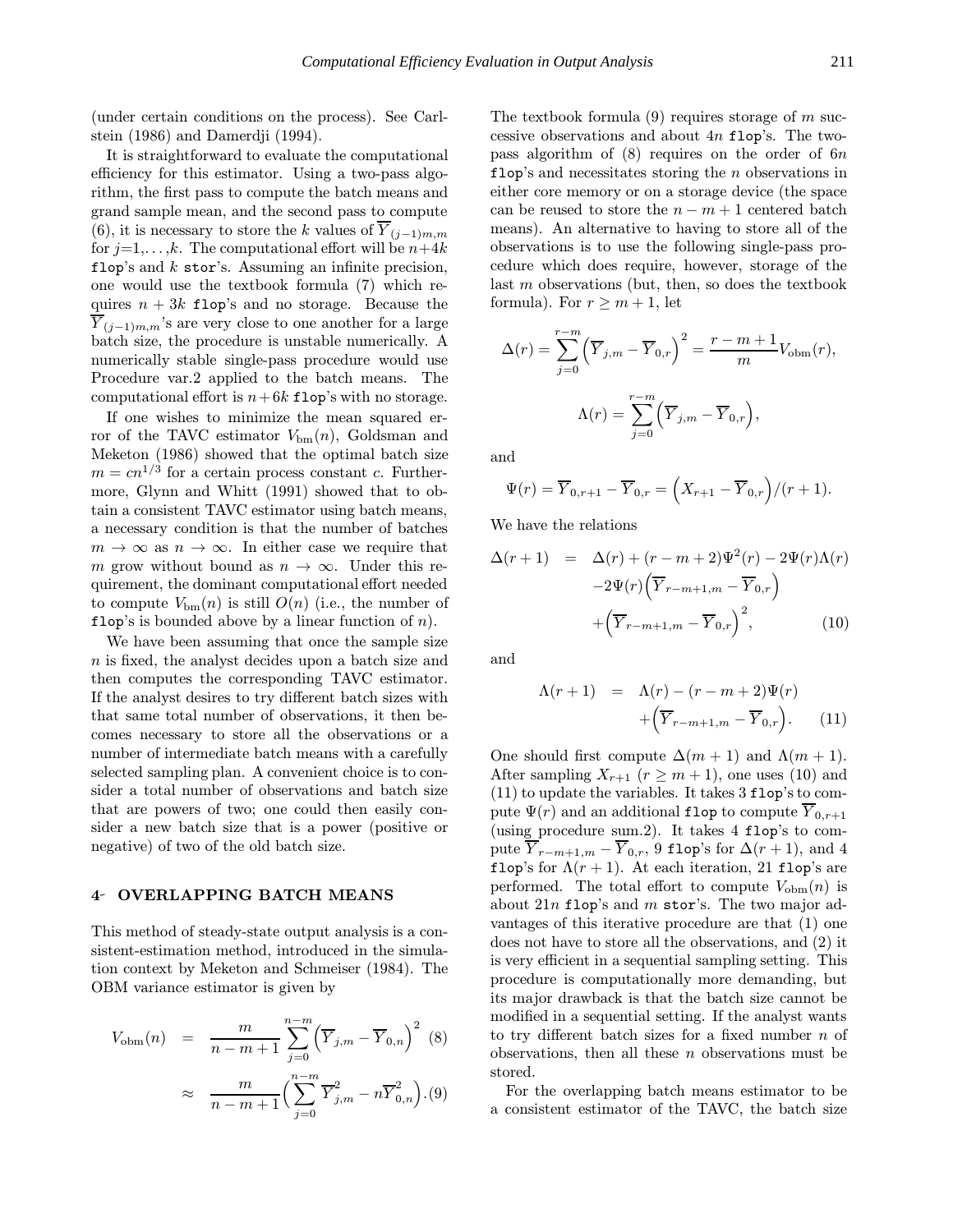(under certain conditions on the process). See Carlstein (1986) and Damerdji (1994).

It is straightforward to evaluate the computational efficiency for this estimator. Using a two-pass algorithm, the first pass to compute the batch means and grand sample mean, and the second pass to compute (6), it is necessary to store the $k$ values of $\overline{Y}_{(j-1)m,m}$ for $j$=1,…,$k$. The computational effort will be $n+4k$ `flop`'s and $k$ `stor`'s. Assuming an infinite precision, one would use the textbook formula (7) which requires $n+3k$ `flop`'s and no storage. Because the $\overline{Y}_{(j-1)m,m}$'s are very close to one another for a large batch size, the procedure is unstable numerically. A numerically stable single-pass procedure would use Procedure var.2 applied to the batch means. The computational effort is $n+6k$ `flop`'s with no storage.

If one wishes to minimize the mean squared error of the TAVC estimator $V_{\rm bm}(n)$, Goldsman and Meketon (1986) showed that the optimal batch size $m = cn^{1/3}$ for a certain process constant $c$. Furthermore, Glynn and Whitt (1991) showed that to obtain a consistent TAVC estimator using batch means, a necessary condition is that the number of batches $m \to \infty$ as $n \to \infty$. In either case we require that $m$ grow without bound as $n \to \infty$. Under this requirement, the dominant computational effort needed to compute $V_{\rm bm}(n)$ is still $O(n)$ (i.e., the number of `flop`'s is bounded above by a linear function of $n$).

We have been assuming that once the sample size $n$ is fixed, the analyst decides upon a batch size and then computes the corresponding TAVC estimator. If the analyst desires to try different batch sizes with that same total number of observations, it then becomes necessary to store all the observations or a number of intermediate batch means with a carefully selected sampling plan. A convenient choice is to consider a total number of observations and batch size that are powers of two; one could then easily consider a new batch size that is a power (positive or negative) of two of the old batch size.

## 4 OVERLAPPING BATCH MEANS

This method of steady-state output analysis is a consistent-estimation method, introduced in the simulation context by Meketon and Schmeiser (1984). The OBM variance estimator is given by

$$V_{\rm obm}(n) = \frac{m}{n-m+1}\sum_{j=0}^{n-m}\Big(\overline{Y}_{j,m} - \overline{Y}_{0,n}\Big)^2 \quad (8)$$

$$\approx \frac{m}{n-m+1}\Big(\sum_{j=0}^{n-m}\overline{Y}_{j,m}^2 - n\overline{Y}_{0,n}^2\Big). \quad (9)$$

The textbook formula (9) requires storage of $m$ successive observations and about $4n$ `flop`'s. The two-pass algorithm of (8) requires on the order of $6n$ `flop`'s and necessitates storing the $n$ observations in either core memory or on a storage device (the space can be reused to store the $n-m+1$ centered batch means). An alternative to having to store all of the observations is to use the following single-pass procedure which does require, however, storage of the last $m$ observations (but, then, so does the textbook formula). For $r \geq m+1$, let

$$\Delta(r) = \sum_{j=0}^{r-m}\Big(\overline{Y}_{j,m} - \overline{Y}_{0,r}\Big)^2 = \frac{r-m+1}{m}V_{\rm obm}(r),$$

$$\Lambda(r) = \sum_{j=0}^{r-m}\Big(\overline{Y}_{j,m} - \overline{Y}_{0,r}\Big),$$

and

$$\Psi(r) = \overline{Y}_{0,r+1} - \overline{Y}_{0,r} = \Big(X_{r+1} - \overline{Y}_{0,r}\Big)/(r+1).$$

We have the relations

$$\begin{aligned}\Delta(r+1) \;=\;& \Delta(r) + (r-m+2)\Psi^2(r) - 2\Psi(r)\Lambda(r) \\ & -2\Psi(r)\Big(\overline{Y}_{r-m+1,m} - \overline{Y}_{0,r}\Big) \\ & +\Big(\overline{Y}_{r-m+1,m} - \overline{Y}_{0,r}\Big)^2, \qquad (10)\end{aligned}$$

and

$$\begin{aligned}\Lambda(r+1) \;=\;& \Lambda(r) - (r-m+2)\Psi(r) \\ & +\Big(\overline{Y}_{r-m+1,m} - \overline{Y}_{0,r}\Big). \qquad (11)\end{aligned}$$

One should first compute $\Delta(m+1)$ and $\Lambda(m+1)$. After sampling $X_{r+1}$ ($r \geq m+1$), one uses (10) and (11) to update the variables. It takes 3 `flop`'s to compute $\Psi(r)$ and an additional `flop` to compute $\overline{Y}_{0,r+1}$ (using procedure sum.2). It takes 4 `flop`'s to compute $\overline{Y}_{r-m+1,m} - \overline{Y}_{0,r}$, 9 `flop`'s for $\Delta(r+1)$, and 4 `flop`'s for $\Lambda(r+1)$. At each iteration, 21 `flop`'s are performed. The total effort to compute $V_{\rm obm}(n)$ is about $21n$ `flop`'s and $m$ `stor`'s. The two major advantages of this iterative procedure are that (1) one does not have to store all the observations, and (2) it is very efficient in a sequential sampling setting. This procedure is computationally more demanding, but its major drawback is that the batch size cannot be modified in a sequential setting. If the analyst wants to try different batch sizes for a fixed number $n$ of observations, then all these $n$ observations must be stored.

For the overlapping batch means estimator to be a consistent estimator of the TAVC, the batch size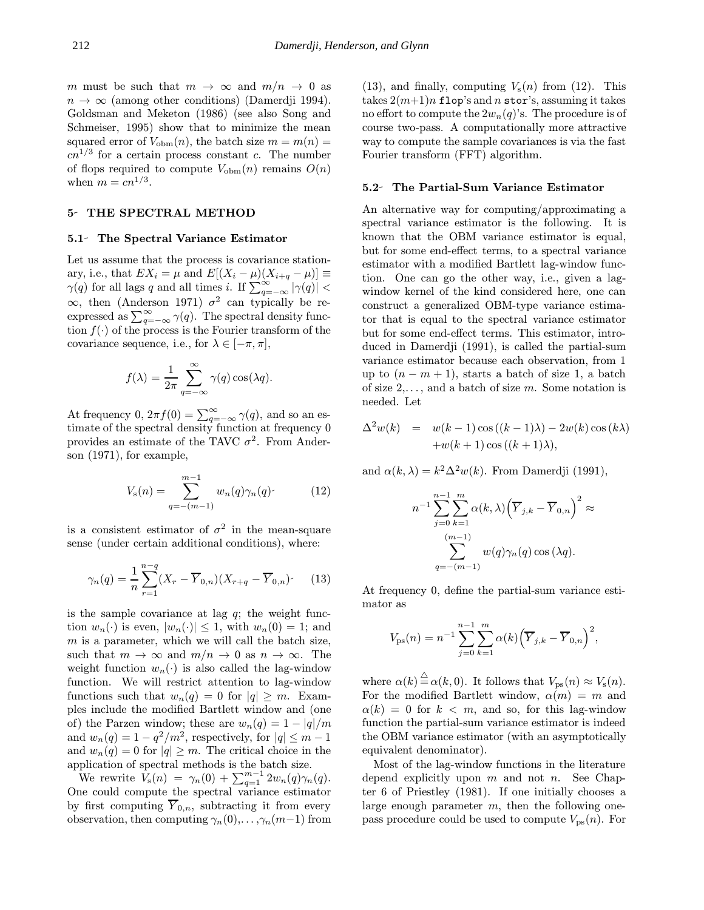$m$ must be such that $m \to \infty$ and $m/n \to 0$ as $n \to \infty$ (among other conditions) (Damerdji 1994). Goldsman and Meketon (1986) (see also Song and Schmeiser, 1995) show that to minimize the mean squared error of $V_{\rm obm}(n)$, the batch size $m = m(n) = cn^{1/3}$ for a certain process constant $c$. The number of flops required to compute $V_{\rm obm}(n)$ remains $O(n)$ when $m = cn^{1/3}$.

## 5 THE SPECTRAL METHOD

### 5.1 The Spectral Variance Estimator

Let us assume that the process is covariance stationary, i.e., that $EX_i = \mu$ and $E[(X_i - \mu)(X_{i+q} - \mu)] \equiv \gamma(q)$ for all lags $q$ and all times $i$. If $\sum_{q=-\infty}^{\infty} |\gamma(q)| < \infty$, then (Anderson 1971) $\sigma^2$ can typically be reexpressed as $\sum_{q=-\infty}^{\infty} \gamma(q)$. The spectral density function $f(\cdot)$ of the process is the Fourier transform of the covariance sequence, i.e., for $\lambda \in [-\pi, \pi]$,

$$f(\lambda) = \frac{1}{2\pi} \sum_{q=-\infty}^{\infty} \gamma(q) \cos(\lambda q).$$

At frequency 0, $2\pi f(0) = \sum_{q=-\infty}^{\infty} \gamma(q)$, and so an estimate of the spectral density function at frequency 0 provides an estimate of the TAVC $\sigma^2$. From Anderson (1971), for example,

$$V_{\rm s}(n) = \sum_{q=-(m-1)}^{m-1} w_n(q) \gamma_n(q) \qquad (12)$$

is a consistent estimator of $\sigma^2$ in the mean-square sense (under certain additional conditions), where:

$$\gamma_n(q) = \frac{1}{n} \sum_{r=1}^{n-q} (X_r - \overline{Y}_{0,n})(X_{r+q} - \overline{Y}_{0,n}) \qquad (13)$$

is the sample covariance at lag $q$; the weight function $w_n(\cdot)$ is even, $|w_n(\cdot)| \leq 1$, with $w_n(0) = 1$; and $m$ is a parameter, which we will call the batch size, such that $m \to \infty$ and $m/n \to 0$ as $n \to \infty$. The weight function $w_n(\cdot)$ is also called the lag-window function. We will restrict attention to lag-window functions such that $w_n(q) = 0$ for $|q| \geq m$. Examples include the modified Bartlett window and (one of) the Parzen window; these are $w_n(q) = 1 - |q|/m$ and $w_n(q) = 1 - q^2/m^2$, respectively, for $|q| \leq m-1$ and $w_n(q) = 0$ for $|q| \geq m$. The critical choice in the application of spectral methods is the batch size.

We rewrite $V_{\rm s}(n) = \gamma_n(0) + \sum_{q=1}^{m-1} 2w_n(q)\gamma_n(q)$. One could compute the spectral variance estimator by first computing $\overline{Y}_{0,n}$, subtracting it from every observation, then computing $\gamma_n(0), \ldots, \gamma_n(m-1)$ from (13), and finally, computing $V_{\rm s}(n)$ from (12). This takes $2(m+1)n$ `flop`'s and $n$ `stor`'s, assuming it takes no effort to compute the $2w_n(q)$'s. The procedure is of course two-pass. A computationally more attractive way to compute the sample covariances is via the fast Fourier transform (FFT) algorithm.

### 5.2 The Partial-Sum Variance Estimator

An alternative way for computing/approximating a spectral variance estimator is the following. It is known that the OBM variance estimator is equal, but for some end-effect terms, to a spectral variance estimator with a modified Bartlett lag-window function. One can go the other way, i.e., given a lag-window kernel of the kind considered here, one can construct a generalized OBM-type variance estimator that is equal to the spectral variance estimator but for some end-effect terms. This estimator, introduced in Damerdji (1991), is called the partial-sum variance estimator because each observation, from 1 up to $(n-m+1)$, starts a batch of size 1, a batch of size 2,..., and a batch of size $m$. Some notation is needed. Let

$$\begin{aligned} \Delta^2 w(k) &= w(k-1)\cos((k-1)\lambda) - 2w(k)\cos(k\lambda) \\ &\quad + w(k+1)\cos((k+1)\lambda), \end{aligned}$$

and $\alpha(k, \lambda) = k^2 \Delta^2 w(k)$. From Damerdji (1991),

$$n^{-1} \sum_{j=0}^{n-1} \sum_{k=1}^{m} \alpha(k, \lambda) \left( \overline{Y}_{j,k} - \overline{Y}_{0,n} \right)^2 \approx \sum_{q=-(m-1)}^{(m-1)} w(q) \gamma_n(q) \cos(\lambda q).$$

At frequency 0, define the partial-sum variance estimator as

$$V_{\rm ps}(n) = n^{-1} \sum_{j=0}^{n-1} \sum_{k=1}^{m} \alpha(k) \left( \overline{Y}_{j,k} - \overline{Y}_{0,n} \right)^2,$$

where $\alpha(k) \stackrel{\triangle}{=} \alpha(k, 0)$. It follows that $V_{\rm ps}(n) \approx V_{\rm s}(n)$. For the modified Bartlett window, $\alpha(m) = m$ and $\alpha(k) = 0$ for $k < m$, and so, for this lag-window function the partial-sum variance estimator is indeed the OBM variance estimator (with an asymptotically equivalent denominator).

Most of the lag-window functions in the literature depend explicitly upon $m$ and not $n$. See Chapter 6 of Priestley (1981). If one initially chooses a large enough parameter $m$, then the following one-pass procedure could be used to compute $V_{\rm ps}(n)$. For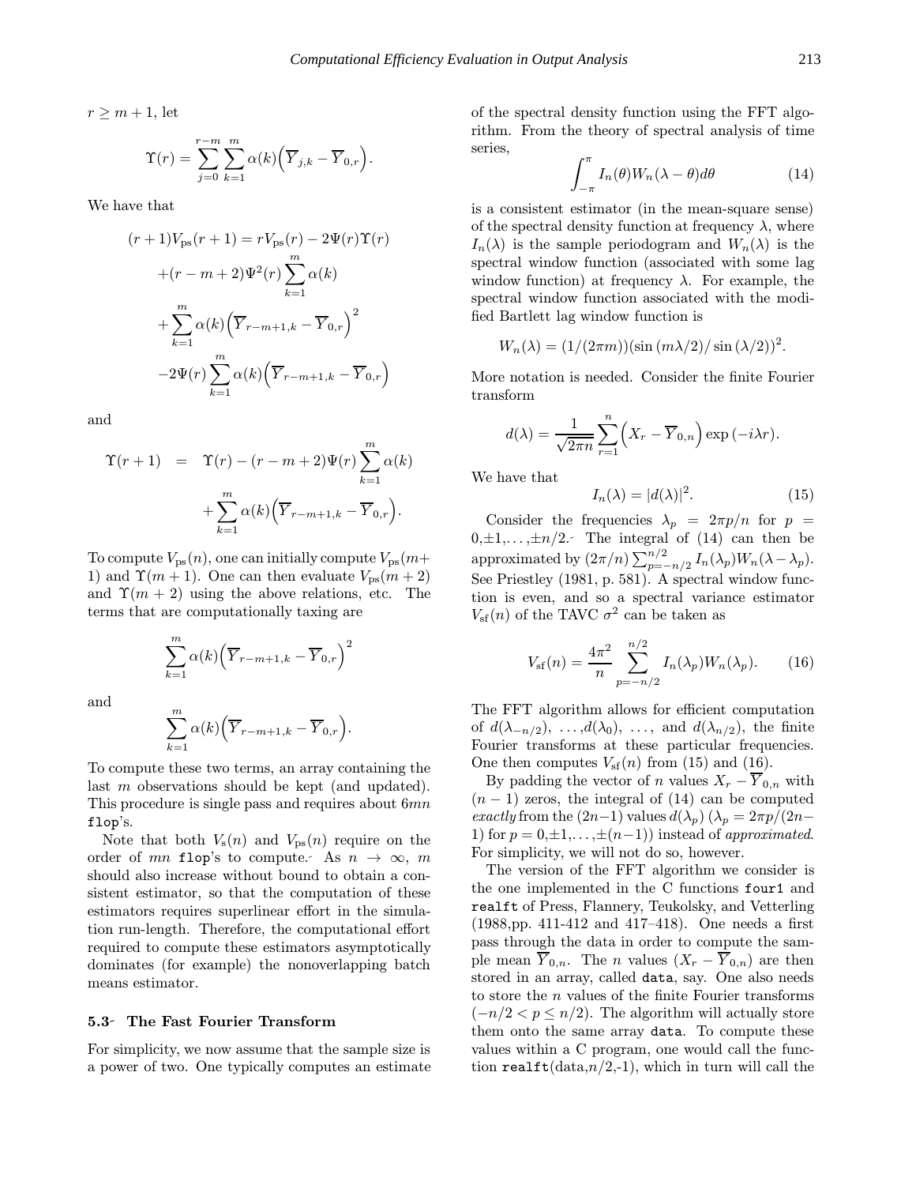$r \geq m+1$, let

$$\Upsilon(r) = \sum_{j=0}^{r-m} \sum_{k=1}^{m} \alpha(k)\Big(\overline{Y}_{j,k} - \overline{Y}_{0,r}\Big).$$

We have that

$$\begin{aligned}
(r+1)V_{\rm ps}(r+1) &= rV_{\rm ps}(r) - 2\Psi(r)\Upsilon(r) \\
&+ (r-m+2)\Psi^2(r)\sum_{k=1}^{m}\alpha(k) \\
&+ \sum_{k=1}^{m}\alpha(k)\Big(\overline{Y}_{r-m+1,k} - \overline{Y}_{0,r}\Big)^2 \\
&- 2\Psi(r)\sum_{k=1}^{m}\alpha(k)\Big(\overline{Y}_{r-m+1,k} - \overline{Y}_{0,r}\Big)
\end{aligned}$$

and

$$\begin{aligned}
\Upsilon(r+1) &= \Upsilon(r) - (r-m+2)\Psi(r)\sum_{k=1}^{m}\alpha(k) \\
&+ \sum_{k=1}^{m}\alpha(k)\Big(\overline{Y}_{r-m+1,k} - \overline{Y}_{0,r}\Big).
\end{aligned}$$

To compute $V_{\rm ps}(n)$, one can initially compute $V_{\rm ps}(m+1)$ and $\Upsilon(m+1)$. One can then evaluate $V_{\rm ps}(m+2)$ and $\Upsilon(m+2)$ using the above relations, etc. The terms that are computationally taxing are

$$\sum_{k=1}^{m}\alpha(k)\Big(\overline{Y}_{r-m+1,k} - \overline{Y}_{0,r}\Big)^2$$

and

$$\sum_{k=1}^{m}\alpha(k)\Big(\overline{Y}_{r-m+1,k} - \overline{Y}_{0,r}\Big).$$

To compute these two terms, an array containing the last $m$ observations should be kept (and updated). This procedure is single pass and requires about $6mn$ `flop`'s.

Note that both $V_{\rm s}(n)$ and $V_{\rm ps}(n)$ require on the order of $mn$ `flop`'s to compute. As $n \to \infty$, $m$ should also increase without bound to obtain a consistent estimator, so that the computation of these estimators requires superlinear effort in the simulation run-length. Therefore, the computational effort required to compute these estimators asymptotically dominates (for example) the nonoverlapping batch means estimator.

### 5.3 The Fast Fourier Transform

For simplicity, we now assume that the sample size is a power of two. One typically computes an estimate of the spectral density function using the FFT algorithm. From the theory of spectral analysis of time series,

$$\int_{-\pi}^{\pi} I_n(\theta)W_n(\lambda-\theta)d\theta \tag{14}$$

is a consistent estimator (in the mean-square sense) of the spectral density function at frequency $\lambda$, where $I_n(\lambda)$ is the sample periodogram and $W_n(\lambda)$ is the spectral window function (associated with some lag window function) at frequency $\lambda$. For example, the spectral window function associated with the modified Bartlett lag window function is

$$W_n(\lambda) = (1/(2\pi m))(\sin(m\lambda/2)/\sin(\lambda/2))^2.$$

More notation is needed. Consider the finite Fourier transform

$$d(\lambda) = \frac{1}{\sqrt{2\pi n}}\sum_{r=1}^{n}\Big(X_r - \overline{Y}_{0,n}\Big)\exp(-i\lambda r).$$

We have that

$$I_n(\lambda) = |d(\lambda)|^2. \tag{15}$$

Consider the frequencies $\lambda_p = 2\pi p/n$ for $p = 0, \pm 1, \ldots, \pm n/2$. The integral of (14) can then be approximated by $(2\pi/n)\sum_{p=-n/2}^{n/2} I_n(\lambda_p)W_n(\lambda - \lambda_p)$. See Priestley (1981, p. 581). A spectral window function is even, and so a spectral variance estimator $V_{\rm sf}(n)$ of the TAVC $\sigma^2$ can be taken as

$$V_{\rm sf}(n) = \frac{4\pi^2}{n}\sum_{p=-n/2}^{n/2} I_n(\lambda_p)W_n(\lambda_p). \tag{16}$$

The FFT algorithm allows for efficient computation of $d(\lambda_{-n/2}), \ldots, d(\lambda_0), \ldots,$ and $d(\lambda_{n/2})$, the finite Fourier transforms at these particular frequencies. One then computes $V_{\rm sf}(n)$ from (15) and (16).

By padding the vector of $n$ values $X_r - \overline{Y}_{0,n}$ with $(n-1)$ zeros, the integral of (14) can be computed *exactly* from the $(2n-1)$ values $d(\lambda_p)$ ($\lambda_p = 2\pi p/(2n-1)$ for $p = 0, \pm 1, \ldots, \pm(n-1)$) instead of *approximated*. For simplicity, we will not do so, however.

The version of the FFT algorithm we consider is the one implemented in the C functions `four1` and `realft` of Press, Flannery, Teukolsky, and Vetterling (1988,pp. 411-412 and 417–418). One needs a first pass through the data in order to compute the sample mean $\overline{Y}_{0,n}$. The $n$ values $(X_r - \overline{Y}_{0,n})$ are then stored in an array, called `data`, say. One also needs to store the $n$ values of the finite Fourier transforms $(-n/2 < p \leq n/2)$. The algorithm will actually store them onto the same array `data`. To compute these values within a C program, one would call the function `realft`(data,$n/2$,-1), which in turn will call the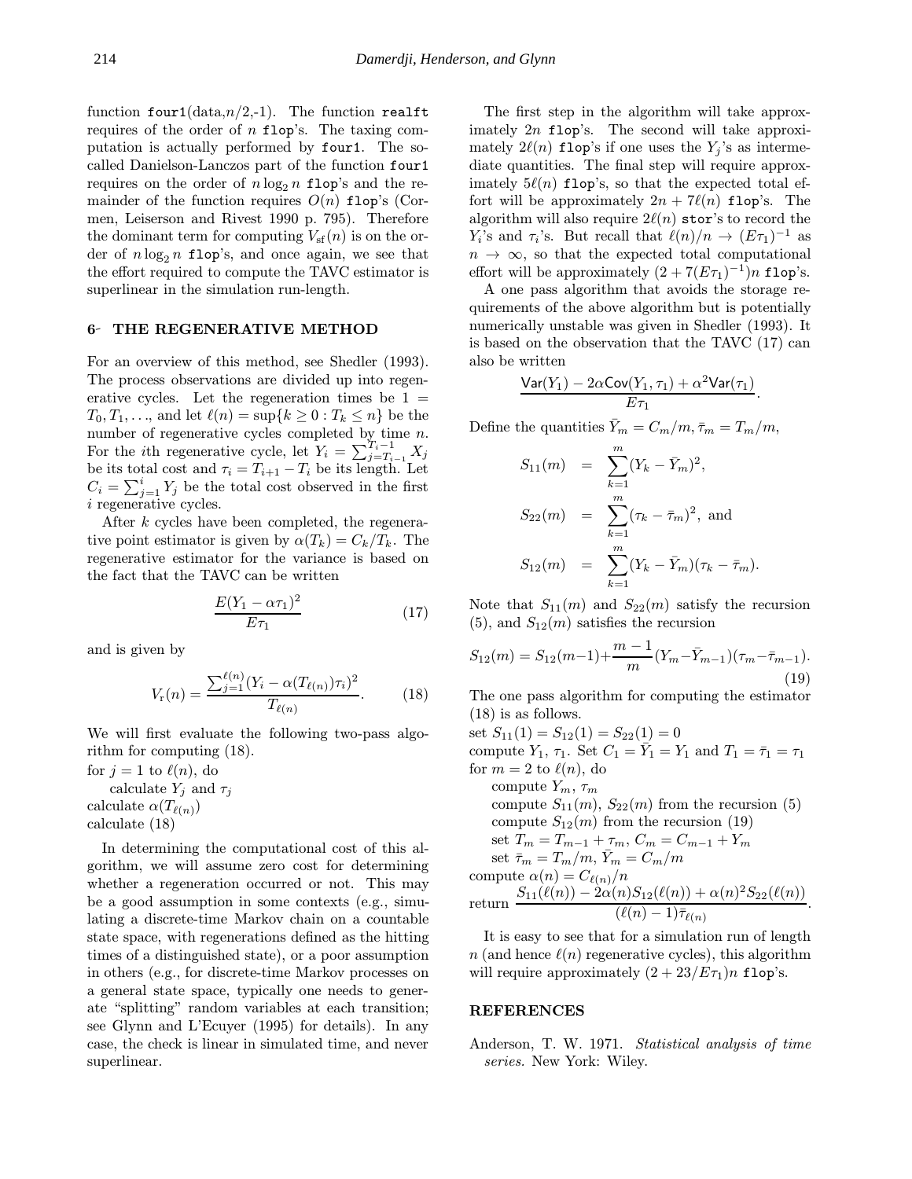function four1(data,$n/2$,-1). The function realft requires of the order of $n$ flop's. The taxing computation is actually performed by four1. The so-called Danielson-Lanczos part of the function four1 requires on the order of $n \log_2 n$ flop's and the remainder of the function requires $O(n)$ flop's (Cormen, Leiserson and Rivest 1990 p. 795). Therefore the dominant term for computing $V_{\rm sf}(n)$ is on the order of $n \log_2 n$ flop's, and once again, we see that the effort required to compute the TAVC estimator is superlinear in the simulation run-length.

## 6 THE REGENERATIVE METHOD

For an overview of this method, see Shedler (1993). The process observations are divided up into regenerative cycles. Let the regeneration times be $1 = T_0, T_1, \ldots$, and let $\ell(n) = \sup\{k \geq 0 : T_k \leq n\}$ be the number of regenerative cycles completed by time $n$. For the $i$th regenerative cycle, let $Y_i = \sum_{j=T_{i-1}}^{T_i - 1} X_j$ be its total cost and $\tau_i = T_{i+1} - T_i$ be its length. Let $C_i = \sum_{j=1}^{i} Y_j$ be the total cost observed in the first $i$ regenerative cycles.

After $k$ cycles have been completed, the regenerative point estimator is given by $\alpha(T_k) = C_k/T_k$. The regenerative estimator for the variance is based on the fact that the TAVC can be written

$$\frac{E(Y_1 - \alpha\tau_1)^2}{E\tau_1} \tag{17}$$

and is given by

$$V_{\rm r}(n) = \frac{\sum_{j=1}^{\ell(n)} (Y_i - \alpha(T_{\ell(n)})\tau_i)^2}{T_{\ell(n)}}. \tag{18}$$

We will first evaluate the following two-pass algorithm for computing (18).

for $j = 1$ to $\ell(n)$, do
    calculate $Y_j$ and $\tau_j$
calculate $\alpha(T_{\ell(n)})$
calculate (18)

In determining the computational cost of this algorithm, we will assume zero cost for determining whether a regeneration occurred or not. This may be a good assumption in some contexts (e.g., simulating a discrete-time Markov chain on a countable state space, with regenerations defined as the hitting times of a distinguished state), or a poor assumption in others (e.g., for discrete-time Markov processes on a general state space, typically one needs to generate "splitting" random variables at each transition; see Glynn and L'Ecuyer (1995) for details). In any case, the check is linear in simulated time, and never superlinear.

The first step in the algorithm will take approximately $2n$ flop's. The second will take approximately $2\ell(n)$ flop's if one uses the $Y_j$'s as intermediate quantities. The final step will require approximately $5\ell(n)$ flop's, so that the expected total effort will be approximately $2n + 7\ell(n)$ flop's. The algorithm will also require $2\ell(n)$ stor's to record the $Y_i$'s and $\tau_i$'s. But recall that $\ell(n)/n \to (E\tau_1)^{-1}$ as $n \to \infty$, so that the expected total computational effort will be approximately $(2 + 7(E\tau_1)^{-1})n$ flop's.

A one pass algorithm that avoids the storage requirements of the above algorithm but is potentially numerically unstable was given in Shedler (1993). It is based on the observation that the TAVC (17) can also be written

$$\frac{\mathsf{Var}(Y_1) - 2\alpha\mathsf{Cov}(Y_1, \tau_1) + \alpha^2\mathsf{Var}(\tau_1)}{E\tau_1}.$$

Define the quantities $\bar{Y}_m = C_m/m, \bar{\tau}_m = T_m/m$,

$$\begin{aligned}
S_{11}(m) &= \sum_{k=1}^{m} (Y_k - \bar{Y}_m)^2, \\
S_{22}(m) &= \sum_{k=1}^{m} (\tau_k - \bar{\tau}_m)^2, \text{ and} \\
S_{12}(m) &= \sum_{k=1}^{m} (Y_k - \bar{Y}_m)(\tau_k - \bar{\tau}_m).
\end{aligned}$$

Note that $S_{11}(m)$ and $S_{22}(m)$ satisfy the recursion (5), and $S_{12}(m)$ satisfies the recursion

$$S_{12}(m) = S_{12}(m-1) + \frac{m-1}{m}(Y_m - \bar{Y}_{m-1})(\tau_m - \bar{\tau}_{m-1}). \tag{19}$$

The one pass algorithm for computing the estimator (18) is as follows.

set $S_{11}(1) = S_{12}(1) = S_{22}(1) = 0$
compute $Y_1$, $\tau_1$. Set $C_1 = \bar{Y}_1 = Y_1$ and $T_1 = \bar{\tau}_1 = \tau_1$
for $m = 2$ to $\ell(n)$, do
    compute $Y_m$, $\tau_m$
    compute $S_{11}(m)$, $S_{22}(m)$ from the recursion (5)
    compute $S_{12}(m)$ from the recursion (19)
    set $T_m = T_{m-1} + \tau_m$, $C_m = C_{m-1} + Y_m$
    set $\bar{\tau}_m = T_m/m$, $\bar{Y}_m = C_m/m$
compute $\alpha(n) = C_{\ell(n)}/n$
return $\dfrac{S_{11}(\ell(n)) - 2\alpha(n)S_{12}(\ell(n)) + \alpha(n)^2 S_{22}(\ell(n))}{(\ell(n)-1)\bar{\tau}_{\ell(n)}}$.

It is easy to see that for a simulation run of length $n$ (and hence $\ell(n)$ regenerative cycles), this algorithm will require approximately $(2 + 23/E\tau_1)n$ flop's.

## REFERENCES

Anderson, T. W. 1971. *Statistical analysis of time series*. New York: Wiley.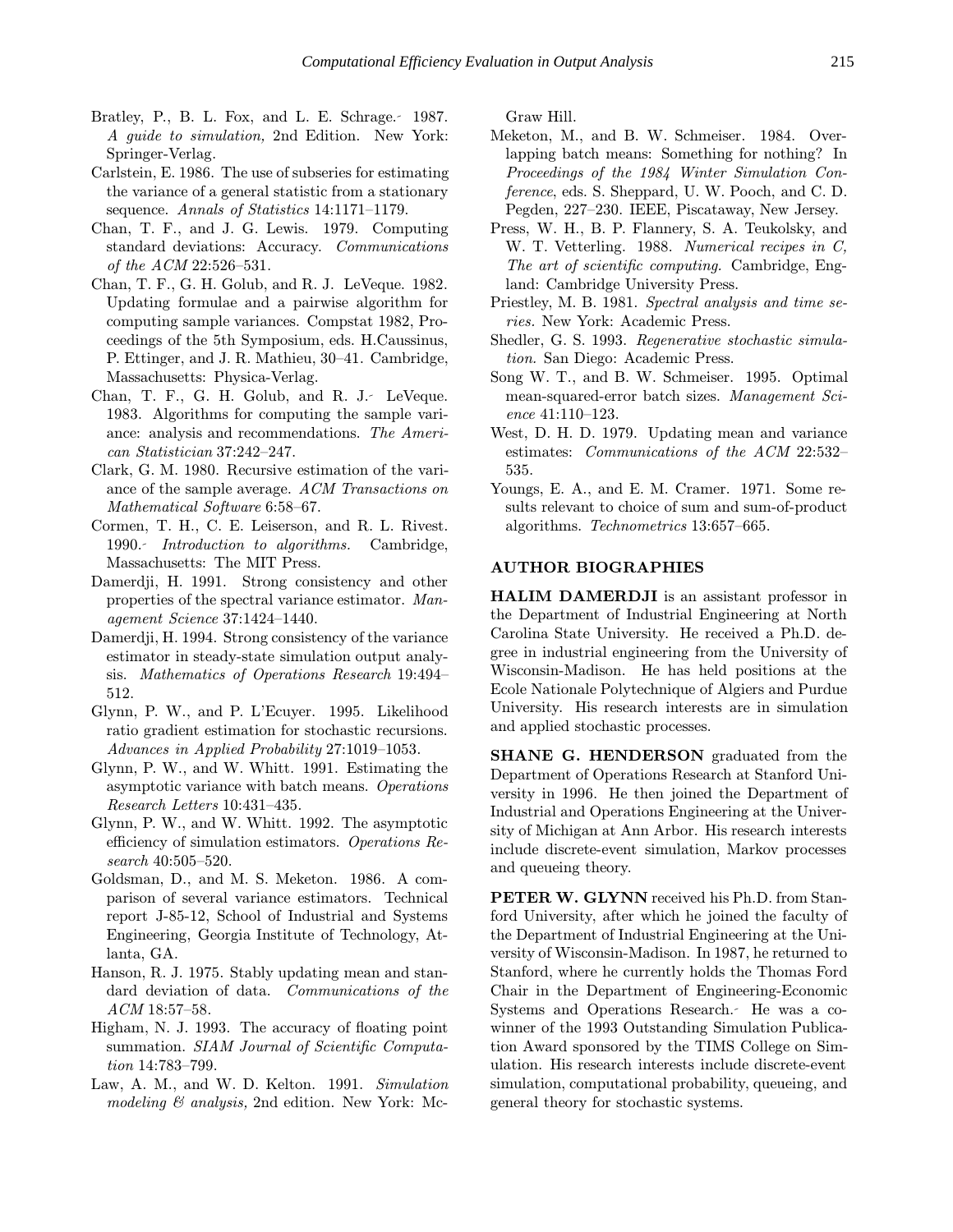Bratley, P., B. L. Fox, and L. E. Schrage. 1987. *A guide to simulation,* 2nd Edition. New York: Springer-Verlag.

Carlstein, E. 1986. The use of subseries for estimating the variance of a general statistic from a stationary sequence. *Annals of Statistics* 14:1171–1179.

Chan, T. F., and J. G. Lewis. 1979. Computing standard deviations: Accuracy. *Communications of the ACM* 22:526–531.

Chan, T. F., G. H. Golub, and R. J. LeVeque. 1982. Updating formulae and a pairwise algorithm for computing sample variances. Compstat 1982, Proceedings of the 5th Symposium, eds. H.Caussinus, P. Ettinger, and J. R. Mathieu, 30–41. Cambridge, Massachusetts: Physica-Verlag.

Chan, T. F., G. H. Golub, and R. J. LeVeque. 1983. Algorithms for computing the sample variance: analysis and recommendations. *The American Statistician* 37:242–247.

Clark, G. M. 1980. Recursive estimation of the variance of the sample average. *ACM Transactions on Mathematical Software* 6:58–67.

Cormen, T. H., C. E. Leiserson, and R. L. Rivest. 1990. *Introduction to algorithms.* Cambridge, Massachusetts: The MIT Press.

Damerdji, H. 1991. Strong consistency and other properties of the spectral variance estimator. *Management Science* 37:1424–1440.

Damerdji, H. 1994. Strong consistency of the variance estimator in steady-state simulation output analysis. *Mathematics of Operations Research* 19:494–512.

Glynn, P. W., and P. L'Ecuyer. 1995. Likelihood ratio gradient estimation for stochastic recursions. *Advances in Applied Probability* 27:1019–1053.

Glynn, P. W., and W. Whitt. 1991. Estimating the asymptotic variance with batch means. *Operations Research Letters* 10:431–435.

Glynn, P. W., and W. Whitt. 1992. The asymptotic efficiency of simulation estimators. *Operations Research* 40:505–520.

Goldsman, D., and M. S. Meketon. 1986. A comparison of several variance estimators. Technical report J-85-12, School of Industrial and Systems Engineering, Georgia Institute of Technology, Atlanta, GA.

Hanson, R. J. 1975. Stably updating mean and standard deviation of data. *Communications of the ACM* 18:57–58.

Higham, N. J. 1993. The accuracy of floating point summation. *SIAM Journal of Scientific Computation* 14:783–799.

Law, A. M., and W. D. Kelton. 1991. *Simulation modeling & analysis,* 2nd edition. New York: McGraw Hill.

Meketon, M., and B. W. Schmeiser. 1984. Overlapping batch means: Something for nothing? In *Proceedings of the 1984 Winter Simulation Conference*, eds. S. Sheppard, U. W. Pooch, and C. D. Pegden, 227–230. IEEE, Piscataway, New Jersey.

Press, W. H., B. P. Flannery, S. A. Teukolsky, and W. T. Vetterling. 1988. *Numerical recipes in C, The art of scientific computing.* Cambridge, England: Cambridge University Press.

Priestley, M. B. 1981. *Spectral analysis and time series.* New York: Academic Press.

Shedler, G. S. 1993. *Regenerative stochastic simulation.* San Diego: Academic Press.

Song W. T., and B. W. Schmeiser. 1995. Optimal mean-squared-error batch sizes. *Management Science* 41:110–123.

West, D. H. D. 1979. Updating mean and variance estimates: *Communications of the ACM* 22:532–535.

Youngs, E. A., and E. M. Cramer. 1971. Some results relevant to choice of sum and sum-of-product algorithms. *Technometrics* 13:657–665.

## AUTHOR BIOGRAPHIES

**HALIM DAMERDJI** is an assistant professor in the Department of Industrial Engineering at North Carolina State University. He received a Ph.D. degree in industrial engineering from the University of Wisconsin-Madison. He has held positions at the Ecole Nationale Polytechnique of Algiers and Purdue University. His research interests are in simulation and applied stochastic processes.

**SHANE G. HENDERSON** graduated from the Department of Operations Research at Stanford University in 1996. He then joined the Department of Industrial and Operations Engineering at the University of Michigan at Ann Arbor. His research interests include discrete-event simulation, Markov processes and queueing theory.

**PETER W. GLYNN** received his Ph.D. from Stanford University, after which he joined the faculty of the Department of Industrial Engineering at the University of Wisconsin-Madison. In 1987, he returned to Stanford, where he currently holds the Thomas Ford Chair in the Department of Engineering-Economic Systems and Operations Research. He was a co-winner of the 1993 Outstanding Simulation Publication Award sponsored by the TIMS College on Simulation. His research interests include discrete-event simulation, computational probability, queueing, and general theory for stochastic systems.